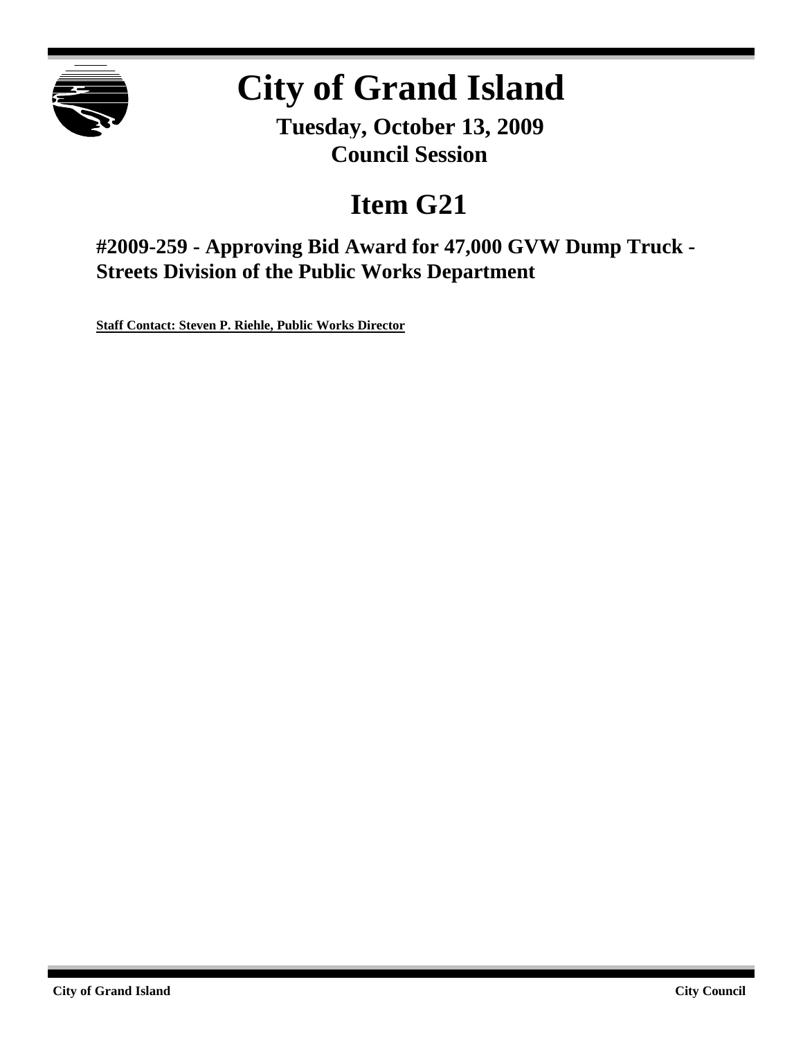# City of Grand Island

**Tuesday, October 13, 2009**
**Council Session**

## Item G21

### #2009-259 - Approving Bid Award for 47,000 GVW Dump Truck - Streets Division of the Public Works Department

**Staff Contact: Steven P. Riehle, Public Works Director**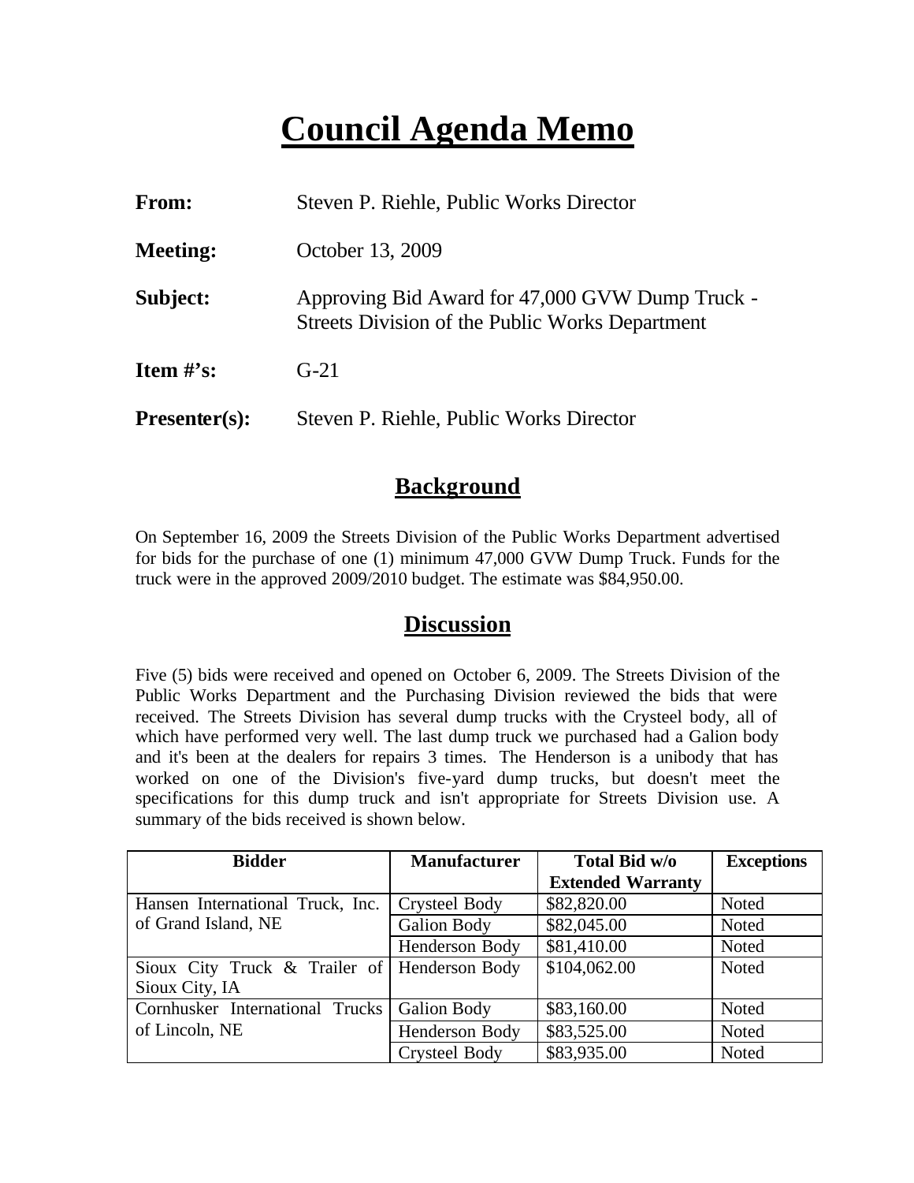# Council Agenda Memo

**From:** Steven P. Riehle, Public Works Director

**Meeting:** October 13, 2009

**Subject:** Approving Bid Award for 47,000 GVW Dump Truck - Streets Division of the Public Works Department

**Item #'s:** G-21

**Presenter(s):** Steven P. Riehle, Public Works Director

## Background

On September 16, 2009 the Streets Division of the Public Works Department advertised for bids for the purchase of one (1) minimum 47,000 GVW Dump Truck. Funds for the truck were in the approved 2009/2010 budget. The estimate was $84,950.00.

## Discussion

Five (5) bids were received and opened on October 6, 2009. The Streets Division of the Public Works Department and the Purchasing Division reviewed the bids that were received. The Streets Division has several dump trucks with the Crysteel body, all of which have performed very well. The last dump truck we purchased had a Galion body and it's been at the dealers for repairs 3 times. The Henderson is a unibody that has worked on one of the Division's five-yard dump trucks, but doesn't meet the specifications for this dump truck and isn't appropriate for Streets Division use. A summary of the bids received is shown below.

| Bidder | Manufacturer | Total Bid w/o Extended Warranty | Exceptions |
|---|---|---|---|
| Hansen International Truck, Inc. of Grand Island, NE | Crysteel Body | $82,820.00 | Noted |
| | Galion Body | $82,045.00 | Noted |
| | Henderson Body | $81,410.00 | Noted |
| Sioux City Truck & Trailer of Sioux City, IA | Henderson Body | $104,062.00 | Noted |
| Cornhusker International Trucks of Lincoln, NE | Galion Body | $83,160.00 | Noted |
| | Henderson Body | $83,525.00 | Noted |
| | Crysteel Body | $83,935.00 | Noted |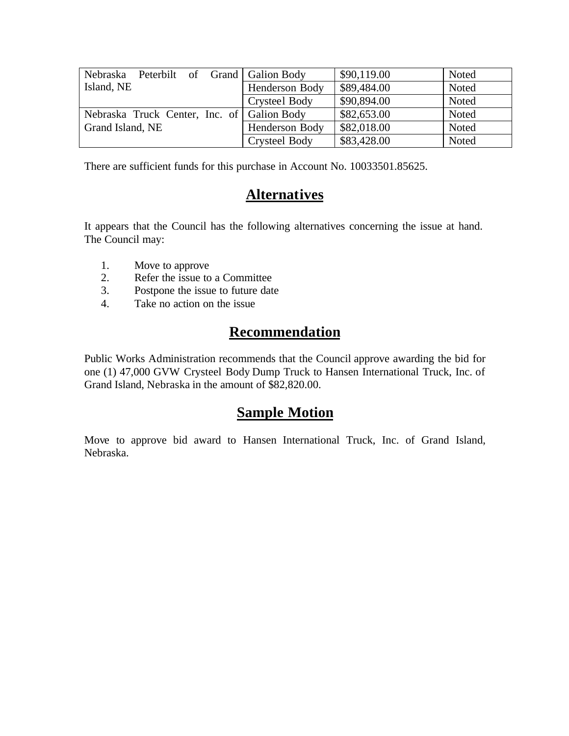| | | | |
|---|---|---|---|
| Nebraska Peterbilt of Grand Island, NE | Galion Body | $90,119.00 | Noted |
| | Henderson Body | $89,484.00 | Noted |
| | Crysteel Body | $90,894.00 | Noted |
| Nebraska Truck Center, Inc. of Grand Island, NE | Galion Body | $82,653.00 | Noted |
| | Henderson Body | $82,018.00 | Noted |
| | Crysteel Body | $83,428.00 | Noted |

There are sufficient funds for this purchase in Account No. 10033501.85625.

## Alternatives

It appears that the Council has the following alternatives concerning the issue at hand. The Council may:

1. Move to approve
2. Refer the issue to a Committee
3. Postpone the issue to future date
4. Take no action on the issue

## Recommendation

Public Works Administration recommends that the Council approve awarding the bid for one (1) 47,000 GVW Crysteel Body Dump Truck to Hansen International Truck, Inc. of Grand Island, Nebraska in the amount of $82,820.00.

## Sample Motion

Move to approve bid award to Hansen International Truck, Inc. of Grand Island, Nebraska.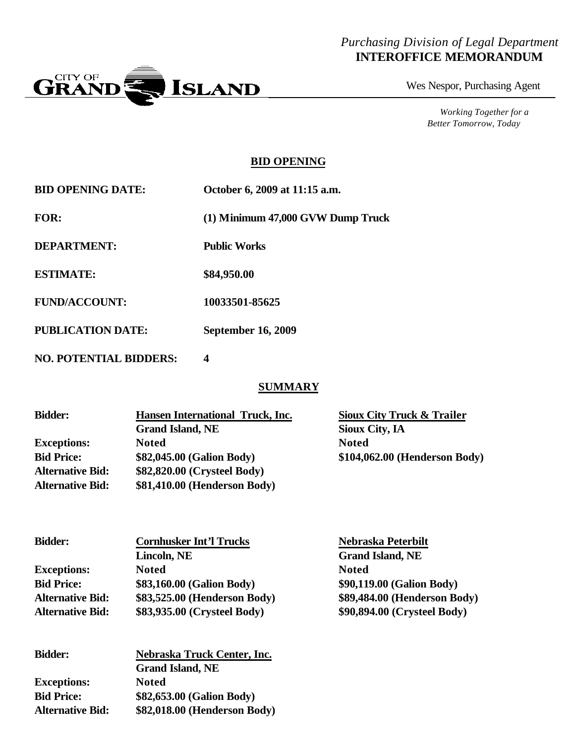*Purchasing Division of Legal Department*
**INTEROFFICE MEMORANDUM**

CITY OF GRAND ISLAND

Wes Nespor, Purchasing Agent

*Working Together for a Better Tomorrow, Today*

## BID OPENING

| | |
|---|---|
| **BID OPENING DATE:** | **October 6, 2009 at 11:15 a.m.** |
| **FOR:** | **(1) Minimum 47,000 GVW Dump Truck** |
| **DEPARTMENT:** | **Public Works** |
| **ESTIMATE:** | **$84,950.00** |
| **FUND/ACCOUNT:** | **10033501-85625** |
| **PUBLICATION DATE:** | **September 16, 2009** |
| **NO. POTENTIAL BIDDERS:** | **4** |

## SUMMARY

| **Bidder:** | **Hansen International Truck, Inc.** Grand Island, NE | **Sioux City Truck & Trailer** Sioux City, IA |
|---|---|---|
| **Exceptions:** | **Noted** | **Noted** |
| **Bid Price:** | **$82,045.00 (Galion Body)** | **$104,062.00 (Henderson Body)** |
| **Alternative Bid:** | **$82,820.00 (Crysteel Body)** | |
| **Alternative Bid:** | **$81,410.00 (Henderson Body)** | |

| **Bidder:** | **Cornhusker Int'l Trucks** Lincoln, NE | **Nebraska Peterbilt** Grand Island, NE |
|---|---|---|
| **Exceptions:** | **Noted** | **Noted** |
| **Bid Price:** | **$83,160.00 (Galion Body)** | **$90,119.00 (Galion Body)** |
| **Alternative Bid:** | **$83,525.00 (Henderson Body)** | **$89,484.00 (Henderson Body)** |
| **Alternative Bid:** | **$83,935.00 (Crysteel Body)** | **$90,894.00 (Crysteel Body)** |

| **Bidder:** | **Nebraska Truck Center, Inc.** Grand Island, NE |
|---|---|
| **Exceptions:** | **Noted** |
| **Bid Price:** | **$82,653.00 (Galion Body)** |
| **Alternative Bid:** | **$82,018.00 (Henderson Body)** |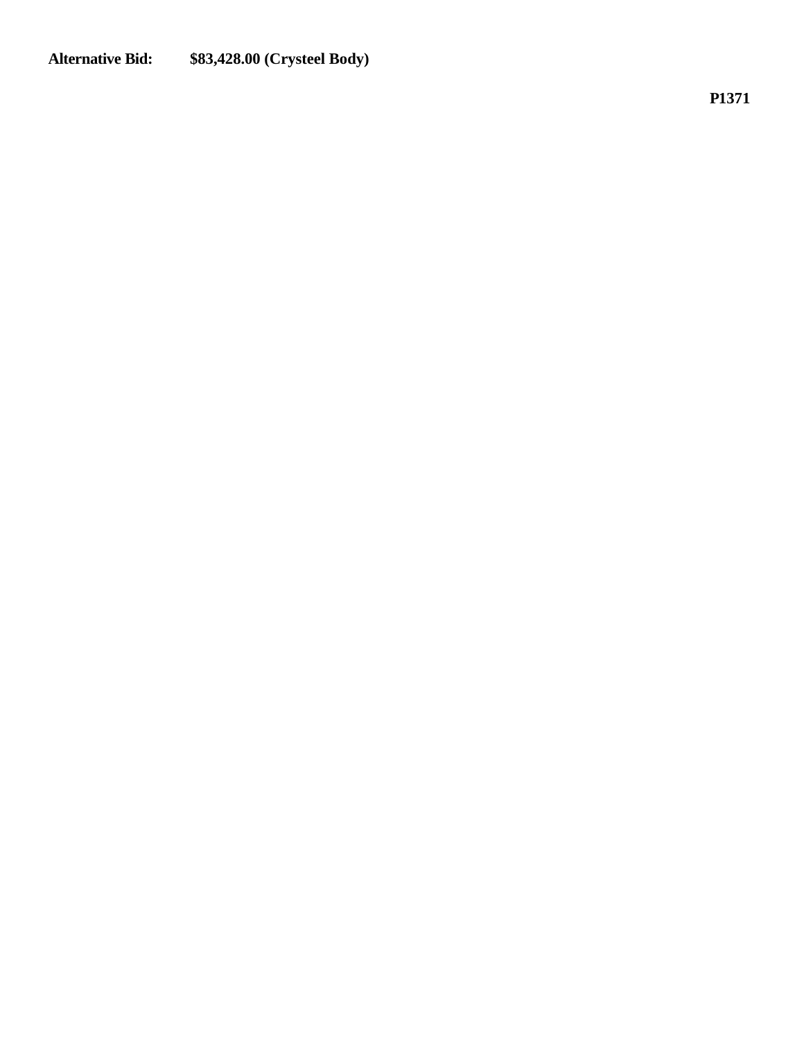**Alternative Bid:** **$83,428.00 (Crysteel Body)**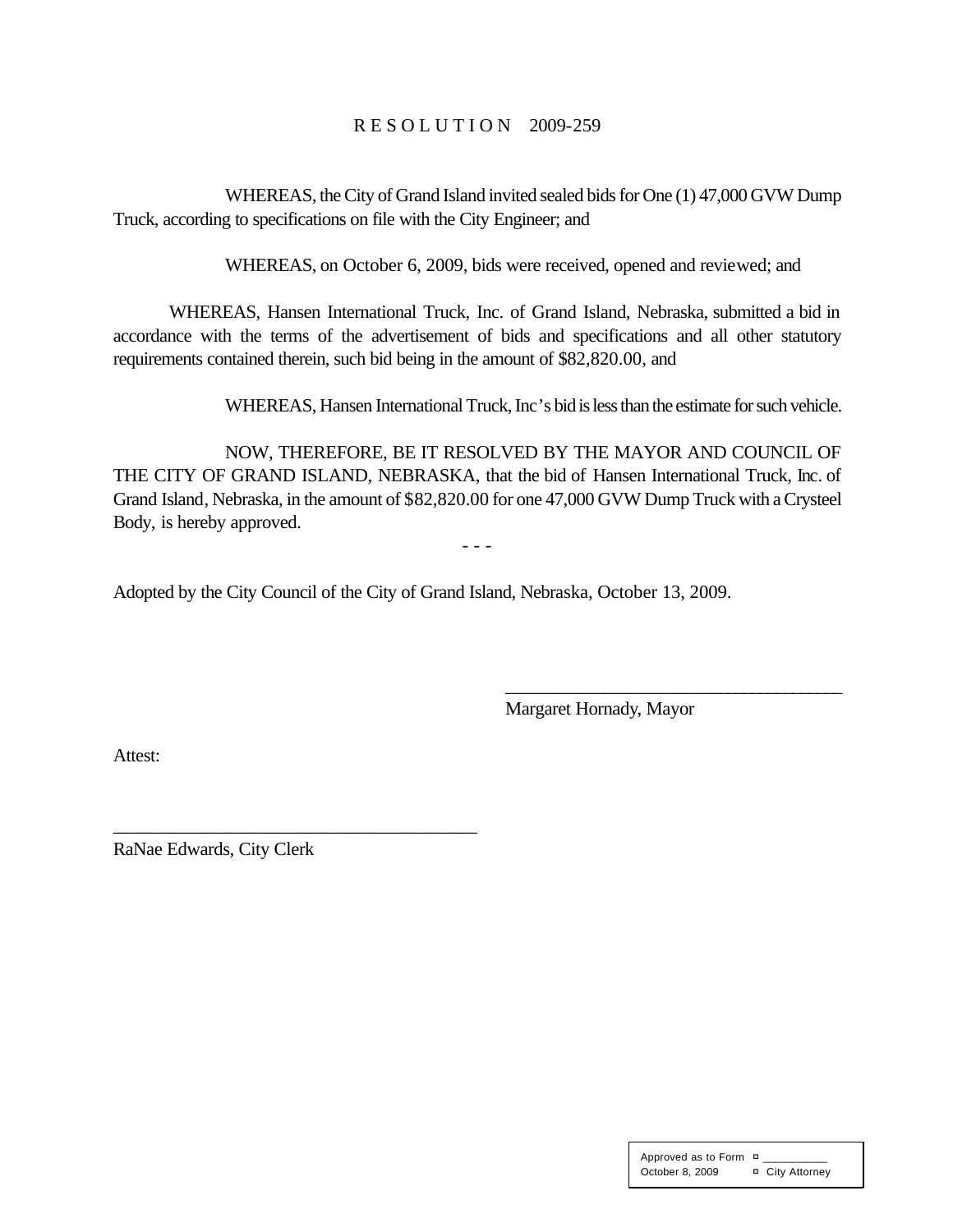# R E S O L U T I O N 2009-259

WHEREAS, the City of Grand Island invited sealed bids for One (1) 47,000 GVW Dump Truck, according to specifications on file with the City Engineer; and

WHEREAS, on October 6, 2009, bids were received, opened and reviewed; and

WHEREAS, Hansen International Truck, Inc. of Grand Island, Nebraska, submitted a bid in accordance with the terms of the advertisement of bids and specifications and all other statutory requirements contained therein, such bid being in the amount of $82,820.00, and

WHEREAS, Hansen International Truck, Inc's bid is less than the estimate for such vehicle.

NOW, THEREFORE, BE IT RESOLVED BY THE MAYOR AND COUNCIL OF THE CITY OF GRAND ISLAND, NEBRASKA, that the bid of Hansen International Truck, Inc. of Grand Island, Nebraska, in the amount of $82,820.00 for one 47,000 GVW Dump Truck with a Crysteel Body, is hereby approved.

- - -

Adopted by the City Council of the City of Grand Island, Nebraska, October 13, 2009.

_____________________________________
Margaret Hornady, Mayor

Attest:

_____________________________________
RaNae Edwards, City Clerk

| | |
|---|---|
| Approved as to Form | ¤ ___________ |
| October 8, 2009 | ¤ City Attorney |